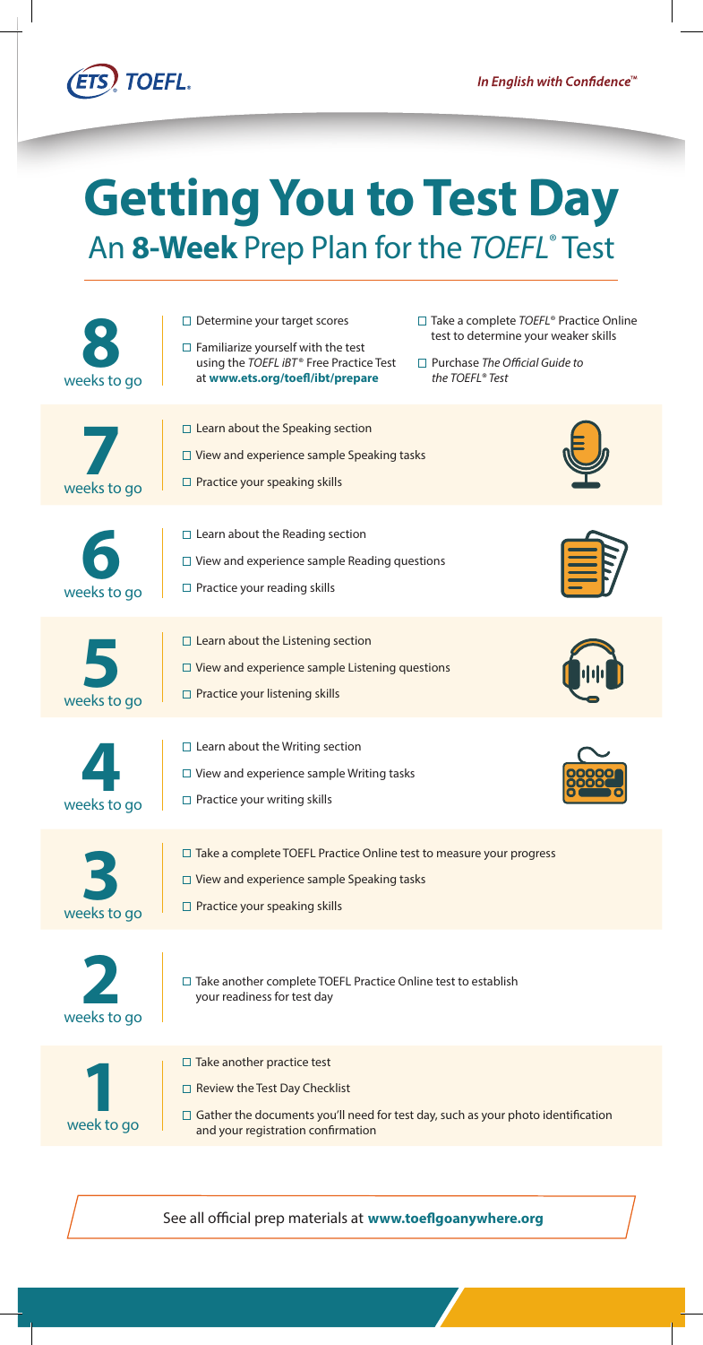ETS TOEFL

*In English with Confidence™*

# Getting You to Test Day

## An **8-Week** Prep Plan for the *TOEFL®* Test

### 8 weeks to go

- ☐ Determine your target scores
- ☐ Familiarize yourself with the test using the *TOEFL iBT®* Free Practice Test at **www.ets.org/toefl/ibt/prepare**
- ☐ Take a complete *TOEFL®* Practice Online test to determine your weaker skills
- ☐ Purchase *The Official Guide to the TOEFL® Test*

### 7 weeks to go

- ☐ Learn about the Speaking section
- ☐ View and experience sample Speaking tasks
- ☐ Practice your speaking skills

### 6 weeks to go

- ☐ Learn about the Reading section
- ☐ View and experience sample Reading questions
- ☐ Practice your reading skills

### 5 weeks to go

- ☐ Learn about the Listening section
- ☐ View and experience sample Listening questions
- ☐ Practice your listening skills

### 4 weeks to go

- ☐ Learn about the Writing section
- ☐ View and experience sample Writing tasks
- ☐ Practice your writing skills

### 3 weeks to go

- ☐ Take a complete TOEFL Practice Online test to measure your progress
- ☐ View and experience sample Speaking tasks
- ☐ Practice your speaking skills

### 2 weeks to go

- ☐ Take another complete TOEFL Practice Online test to establish your readiness for test day

### 1 week to go

- ☐ Take another practice test
- ☐ Review the Test Day Checklist
- ☐ Gather the documents you'll need for test day, such as your photo identification and your registration confirmation

See all official prep materials at **www.toeflgoanywhere.org**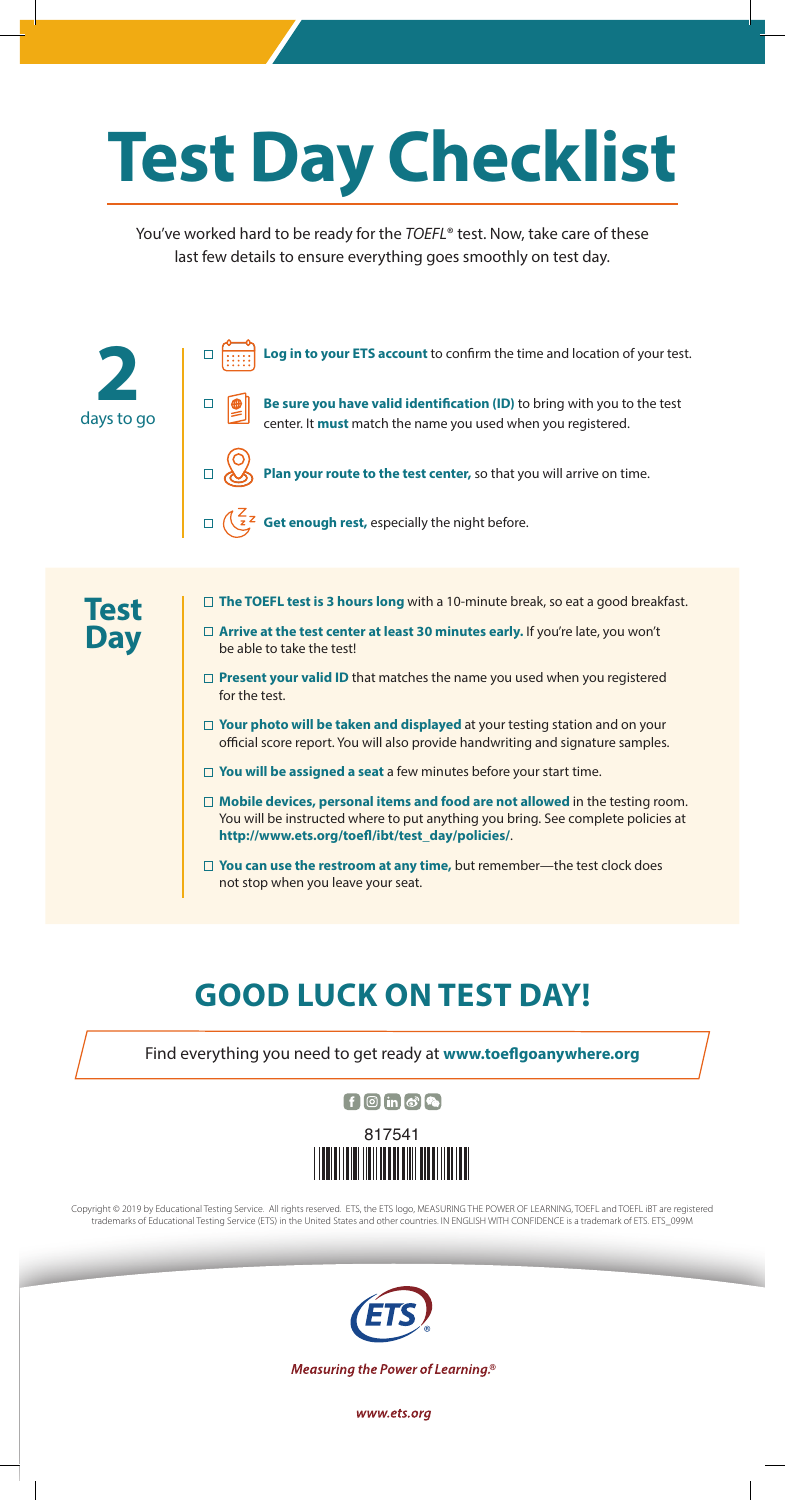# Test Day Checklist

You've worked hard to be ready for the *TOEFL®* test. Now, take care of these last few details to ensure everything goes smoothly on test day.

## 2 days to go

- ☐ **Log in to your ETS account** to confirm the time and location of your test.
- ☐ **Be sure you have valid identification (ID)** to bring with you to the test center. It **must** match the name you used when you registered.
- ☐ **Plan your route to the test center,** so that you will arrive on time.
- ☐ **Get enough rest,** especially the night before.

## Test Day

- ☐ **The TOEFL test is 3 hours long** with a 10-minute break, so eat a good breakfast.
- ☐ **Arrive at the test center at least 30 minutes early.** If you're late, you won't be able to take the test!
- ☐ **Present your valid ID** that matches the name you used when you registered for the test.
- ☐ **Your photo will be taken and displayed** at your testing station and on your official score report. You will also provide handwriting and signature samples.
- ☐ **You will be assigned a seat** a few minutes before your start time.
- ☐ **Mobile devices, personal items and food are not allowed** in the testing room. You will be instructed where to put anything you bring. See complete policies at **http://www.ets.org/toefl/ibt/test_day/policies/**.
- ☐ **You can use the restroom at any time,** but remember—the test clock does not stop when you leave your seat.

## GOOD LUCK ON TEST DAY!

Find everything you need to get ready at **www.toeflgoanywhere.org**

817541

Copyright © 2019 by Educational Testing Service. All rights reserved. ETS, the ETS logo, MEASURING THE POWER OF LEARNING, TOEFL and TOEFL iBT are registered trademarks of Educational Testing Service (ETS) in the United States and other countries. IN ENGLISH WITH CONFIDENCE is a trademark of ETS. ETS_099M

ETS®

*Measuring the Power of Learning.®*

*www.ets.org*